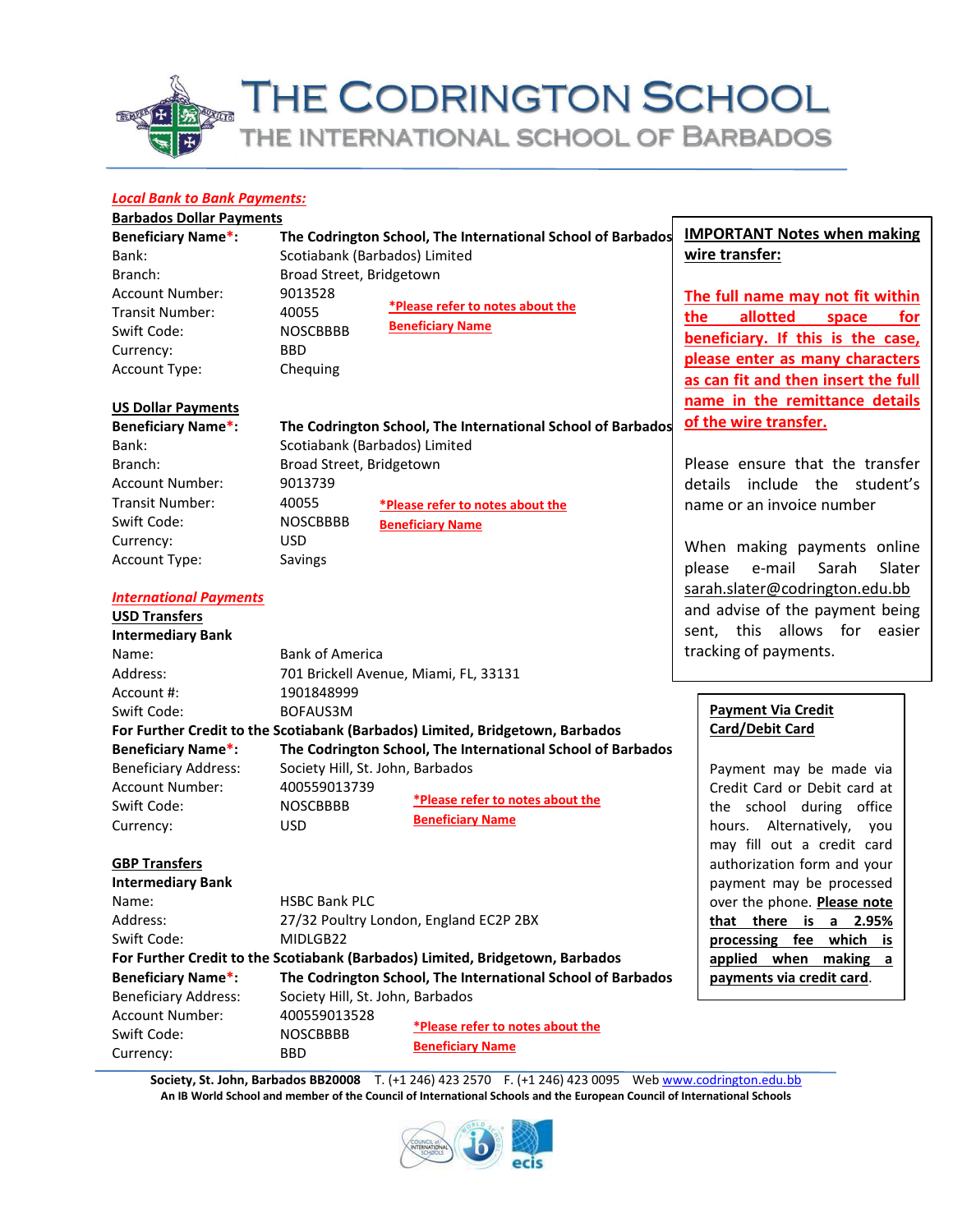# THE CODRINGTON SCHOOL

## THE INTERNATIONAL SCHOOL OF BARBADOS

***Local Bank to Bank Payments:***

**Barbados Dollar Payments**

| | |
|---|---|
| **Beneficiary Name*:** | **The Codrington School, The International School of Barbados** |
| Bank: | Scotiabank (Barbados) Limited |
| Branch: | Broad Street, Bridgetown |
| Account Number: | 9013528 |
| Transit Number: | 40055 |
| Swift Code: | NOSCBBBB |
| Currency: | BBD |
| Account Type: | Chequing |

**\*Please refer to notes about the Beneficiary Name**

**US Dollar Payments**

| | |
|---|---|
| **Beneficiary Name*:** | **The Codrington School, The International School of Barbados** |
| Bank: | Scotiabank (Barbados) Limited |
| Branch: | Broad Street, Bridgetown |
| Account Number: | 9013739 |
| Transit Number: | 40055 |
| Swift Code: | NOSCBBBB |
| Currency: | USD |
| Account Type: | Savings |

**\*Please refer to notes about the Beneficiary Name**

***International Payments***

**USD Transfers**

**Intermediary Bank**

| | |
|---|---|
| Name: | Bank of America |
| Address: | 701 Brickell Avenue, Miami, FL, 33131 |
| Account #: | 1901848999 |
| Swift Code: | BOFAUS3M |

**For Further Credit to the Scotiabank (Barbados) Limited, Bridgetown, Barbados**

| | |
|---|---|
| **Beneficiary Name*:** | **The Codrington School, The International School of Barbados** |
| Beneficiary Address: | Society Hill, St. John, Barbados |
| Account Number: | 400559013739 |
| Swift Code: | NOSCBBBB |
| Currency: | USD |

**\*Please refer to notes about the Beneficiary Name**

**GBP Transfers**

**Intermediary Bank**

| | |
|---|---|
| Name: | HSBC Bank PLC |
| Address: | 27/32 Poultry London, England EC2P 2BX |
| Swift Code: | MIDLGB22 |

**For Further Credit to the Scotiabank (Barbados) Limited, Bridgetown, Barbados**

| | |
|---|---|
| **Beneficiary Name*:** | **The Codrington School, The International School of Barbados** |
| Beneficiary Address: | Society Hill, St. John, Barbados |
| Account Number: | 400559013528 |
| Swift Code: | NOSCBBBB |
| Currency: | BBD |

**\*Please refer to notes about the Beneficiary Name**

**IMPORTANT Notes when making wire transfer:**

**The full name may not fit within the allotted space for beneficiary. If this is the case, please enter as many characters as can fit and then insert the full name in the remittance details of the wire transfer.**

Please ensure that the transfer details include the student's name or an invoice number

When making payments online please e-mail Sarah Slater sarah.slater@codrington.edu.bb and advise of the payment being sent, this allows for easier tracking of payments.

**Payment Via Credit Card/Debit Card**

Payment may be made via Credit Card or Debit card at the school during office hours. Alternatively, you may fill out a credit card authorization form and your payment may be processed over the phone. **Please note that there is a 2.95% processing fee which is applied when making a payments via credit card**.

**Society, St. John, Barbados BB20008** T. (+1 246) 423 2570 F. (+1 246) 423 0095 Web www.codrington.edu.bb

**An IB World School and member of the Council of International Schools and the European Council of International Schools**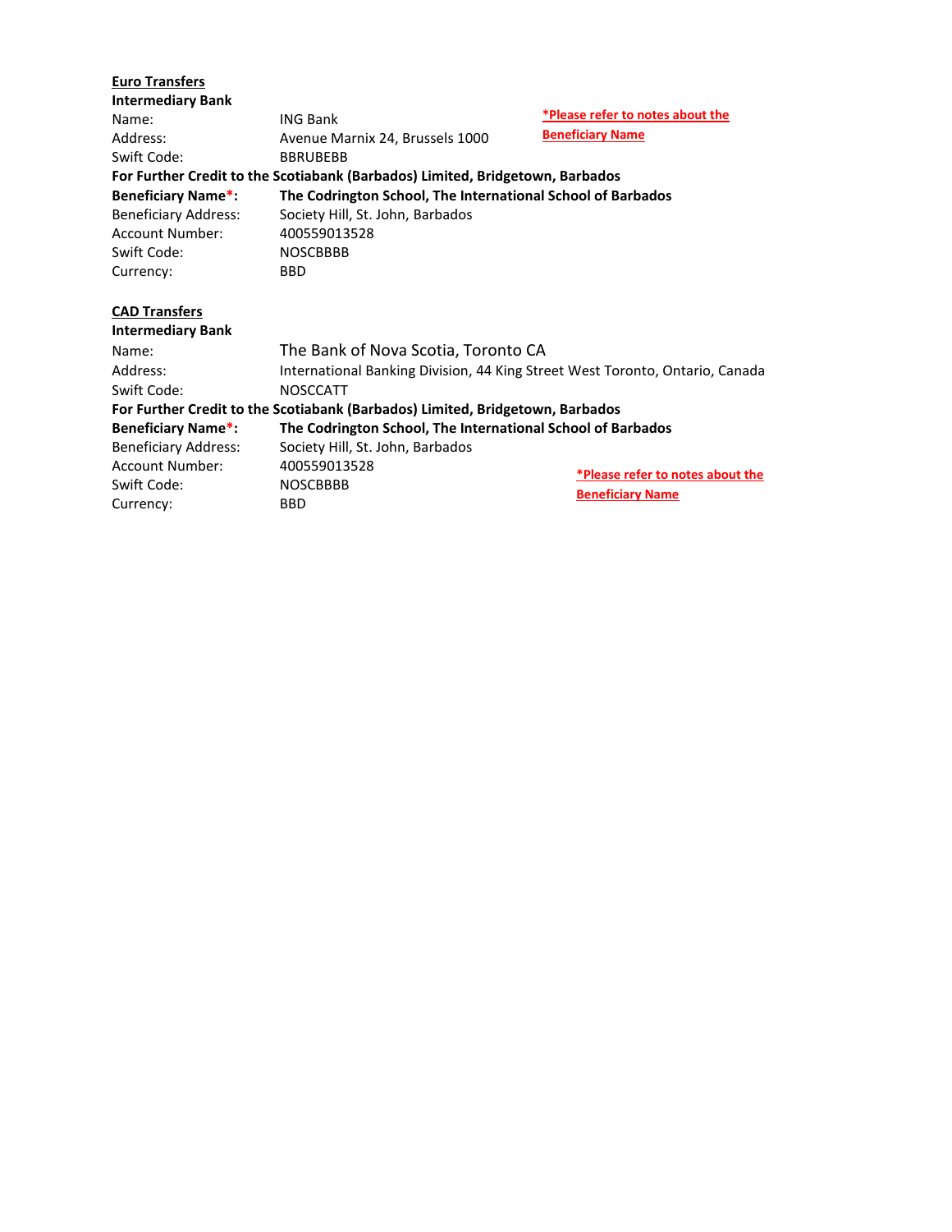**<u>Euro Transfers</u>**

**Intermediary Bank**

| | | |
|---|---|---|
| Name: | ING Bank | ***<u>*Please refer to notes about the Beneficiary Name</u>*** |
| Address: | Avenue Marnix 24, Brussels 1000 | |
| Swift Code: | BBRUBEBB | |

**For Further Credit to the Scotiabank (Barbados) Limited, Bridgetown, Barbados**

| | |
|---|---|
| **Beneficiary Name*:** | **The Codrington School, The International School of Barbados** |
| Beneficiary Address: | Society Hill, St. John, Barbados |
| Account Number: | 400559013528 |
| Swift Code: | NOSCBBBB |
| Currency: | BBD |

**<u>CAD Transfers</u>**

**Intermediary Bank**

| | |
|---|---|
| Name: | The Bank of Nova Scotia, Toronto CA |
| Address: | International Banking Division, 44 King Street West Toronto, Ontario, Canada |
| Swift Code: | NOSCCATT |

**For Further Credit to the Scotiabank (Barbados) Limited, Bridgetown, Barbados**

| | | |
|---|---|---|
| **Beneficiary Name*:** | **The Codrington School, The International School of Barbados** | |
| Beneficiary Address: | Society Hill, St. John, Barbados | |
| Account Number: | 400559013528 | ***<u>*Please refer to notes about the Beneficiary Name</u>*** |
| Swift Code: | NOSCBBBB | |
| Currency: | BBD | |